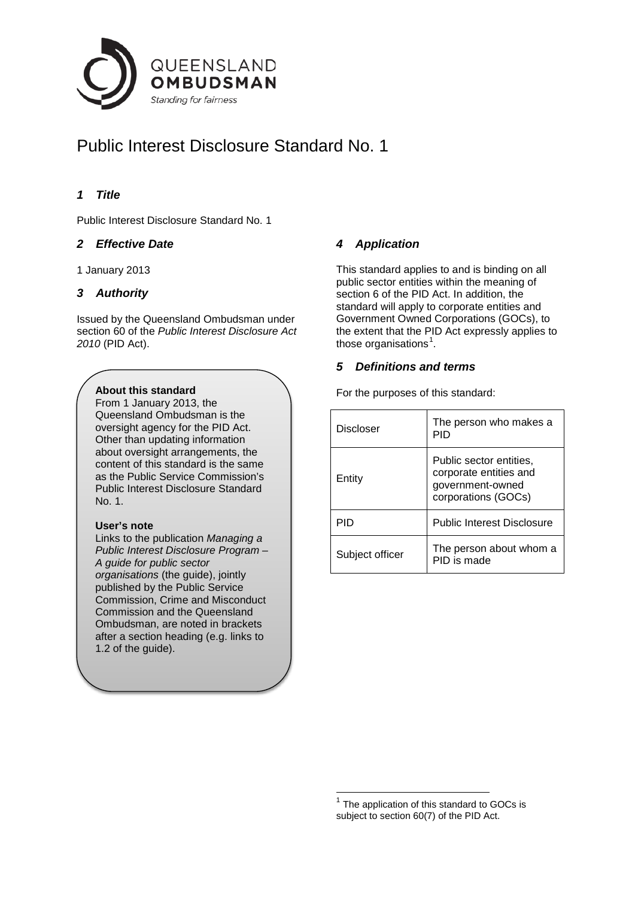QUEENSLAND **OMBUDSMAN**
*Standing for fairness*

# Public Interest Disclosure Standard No. 1

## *1 Title*

Public Interest Disclosure Standard No. 1

## *2 Effective Date*

1 January 2013

## *3 Authority*

Issued by the Queensland Ombudsman under section 60 of the *Public Interest Disclosure Act 2010* (PID Act).

**About this standard**
From 1 January 2013, the Queensland Ombudsman is the oversight agency for the PID Act. Other than updating information about oversight arrangements, the content of this standard is the same as the Public Service Commission's Public Interest Disclosure Standard No. 1.

**User's note**
Links to the publication *Managing a Public Interest Disclosure Program – A guide for public sector organisations* (the guide), jointly published by the Public Service Commission, Crime and Misconduct Commission and the Queensland Ombudsman, are noted in brackets after a section heading (e.g. links to 1.2 of the guide).

## *4 Application*

This standard applies to and is binding on all public sector entities within the meaning of section 6 of the PID Act. In addition, the standard will apply to corporate entities and Government Owned Corporations (GOCs), to the extent that the PID Act expressly applies to those organisations[1].

## *5 Definitions and terms*

For the purposes of this standard:

| | |
|---|---|
| Discloser | The person who makes a PID |
| Entity | Public sector entities, corporate entities and government-owned corporations (GOCs) |
| PID | Public Interest Disclosure |
| Subject officer | The person about whom a PID is made |

[1] The application of this standard to GOCs is subject to section 60(7) of the PID Act.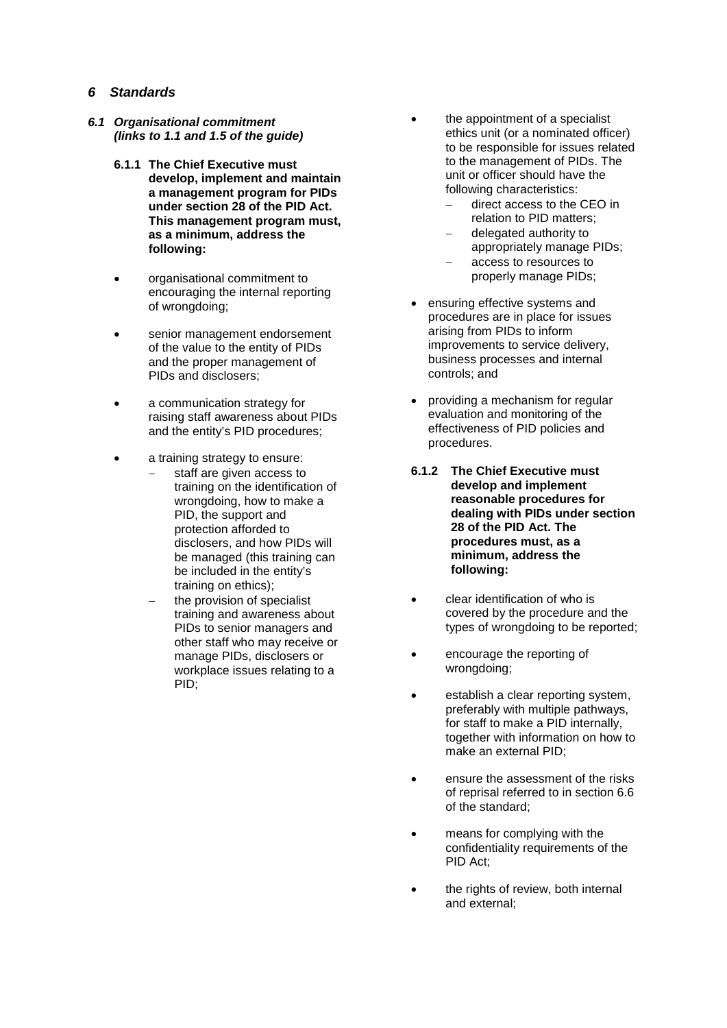## *6 Standards*

### *6.1 Organisational commitment (links to 1.1 and 1.5 of the guide)*

**6.1.1 The Chief Executive must develop, implement and maintain a management program for PIDs under section 28 of the PID Act. This management program must, as a minimum, address the following:**

- organisational commitment to encouraging the internal reporting of wrongdoing;
- senior management endorsement of the value to the entity of PIDs and the proper management of PIDs and disclosers;
- a communication strategy for raising staff awareness about PIDs and the entity's PID procedures;
- a training strategy to ensure:
  - staff are given access to training on the identification of wrongdoing, how to make a PID, the support and protection afforded to disclosers, and how PIDs will be managed (this training can be included in the entity's training on ethics);
  - the provision of specialist training and awareness about PIDs to senior managers and other staff who may receive or manage PIDs, disclosers or workplace issues relating to a PID;
- the appointment of a specialist ethics unit (or a nominated officer) to be responsible for issues related to the management of PIDs. The unit or officer should have the following characteristics:
  - direct access to the CEO in relation to PID matters;
  - delegated authority to appropriately manage PIDs;
  - access to resources to properly manage PIDs;
- ensuring effective systems and procedures are in place for issues arising from PIDs to inform improvements to service delivery, business processes and internal controls; and
- providing a mechanism for regular evaluation and monitoring of the effectiveness of PID policies and procedures.

**6.1.2 The Chief Executive must develop and implement reasonable procedures for dealing with PIDs under section 28 of the PID Act. The procedures must, as a minimum, address the following:**

- clear identification of who is covered by the procedure and the types of wrongdoing to be reported;
- encourage the reporting of wrongdoing;
- establish a clear reporting system, preferably with multiple pathways, for staff to make a PID internally, together with information on how to make an external PID;
- ensure the assessment of the risks of reprisal referred to in section 6.6 of the standard;
- means for complying with the confidentiality requirements of the PID Act;
- the rights of review, both internal and external;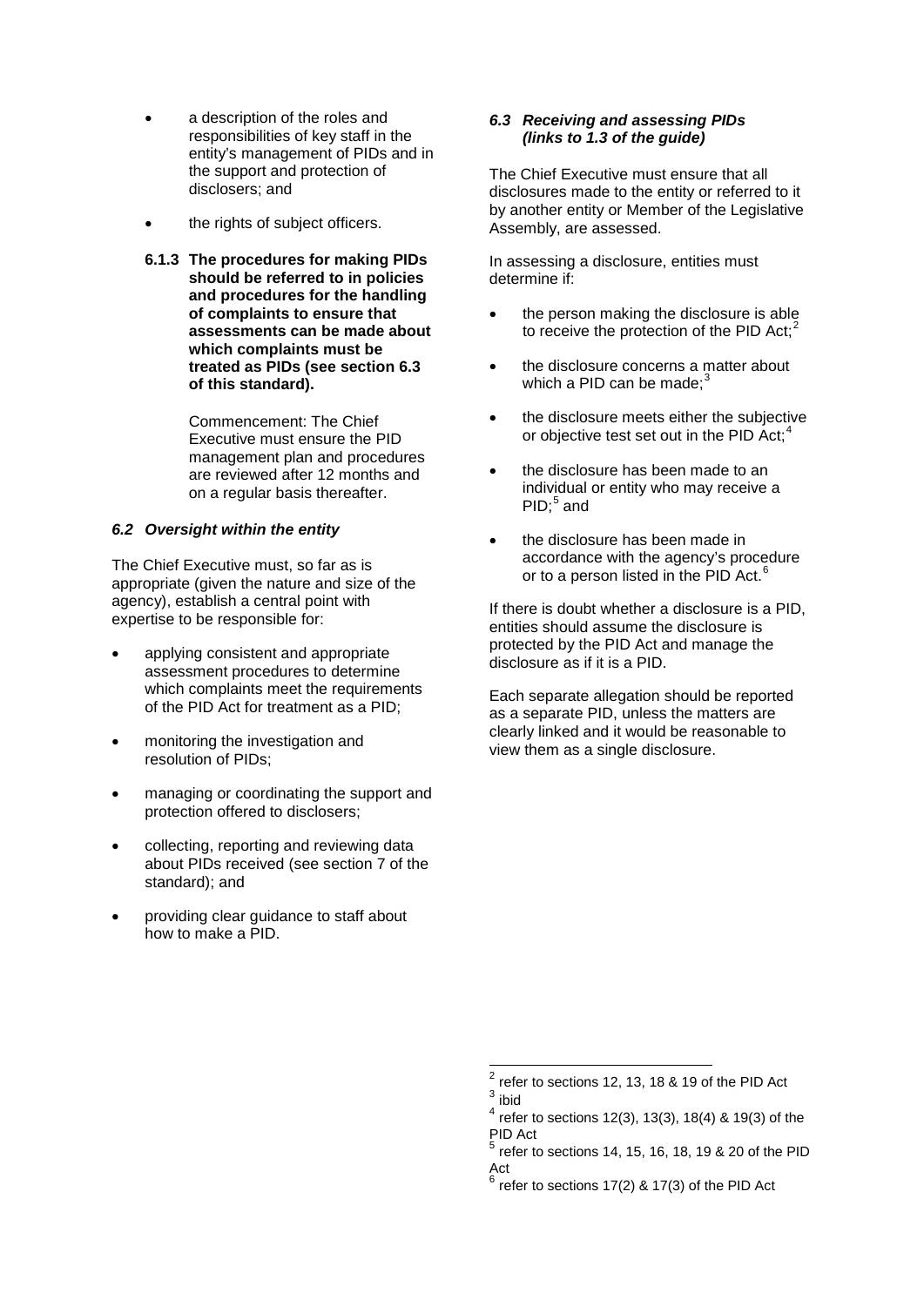- a description of the roles and responsibilities of key staff in the entity's management of PIDs and in the support and protection of disclosers; and
- the rights of subject officers.

**6.1.3 The procedures for making PIDs should be referred to in policies and procedures for the handling of complaints to ensure that assessments can be made about which complaints must be treated as PIDs (see section 6.3 of this standard).**

Commencement: The Chief Executive must ensure the PID management plan and procedures are reviewed after 12 months and on a regular basis thereafter.

### *6.2 Oversight within the entity*

The Chief Executive must, so far as is appropriate (given the nature and size of the agency), establish a central point with expertise to be responsible for:

- applying consistent and appropriate assessment procedures to determine which complaints meet the requirements of the PID Act for treatment as a PID;
- monitoring the investigation and resolution of PIDs;
- managing or coordinating the support and protection offered to disclosers;
- collecting, reporting and reviewing data about PIDs received (see section 7 of the standard); and
- providing clear guidance to staff about how to make a PID.

### *6.3 Receiving and assessing PIDs (links to 1.3 of the guide)*

The Chief Executive must ensure that all disclosures made to the entity or referred to it by another entity or Member of the Legislative Assembly, are assessed.

In assessing a disclosure, entities must determine if:

- the person making the disclosure is able to receive the protection of the PID Act;[2]
- the disclosure concerns a matter about which a PID can be made;[3]
- the disclosure meets either the subjective or objective test set out in the PID Act;[4]
- the disclosure has been made to an individual or entity who may receive a PID;[5] and
- the disclosure has been made in accordance with the agency's procedure or to a person listed in the PID Act.[6]

If there is doubt whether a disclosure is a PID, entities should assume the disclosure is protected by the PID Act and manage the disclosure as if it is a PID.

Each separate allegation should be reported as a separate PID, unless the matters are clearly linked and it would be reasonable to view them as a single disclosure.

---

[2] refer to sections 12, 13, 18 & 19 of the PID Act

[3] ibid

[4] refer to sections 12(3), 13(3), 18(4) & 19(3) of the PID Act

[5] refer to sections 14, 15, 16, 18, 19 & 20 of the PID Act

[6] refer to sections 17(2) & 17(3) of the PID Act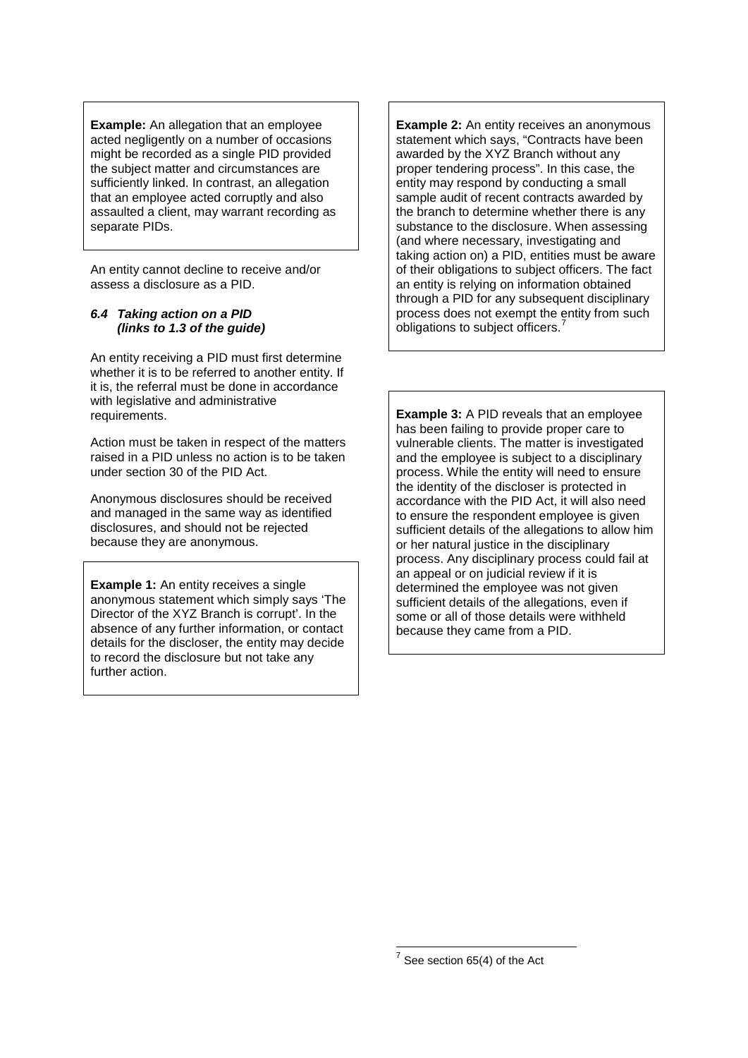> **Example:** An allegation that an employee acted negligently on a number of occasions might be recorded as a single PID provided the subject matter and circumstances are sufficiently linked. In contrast, an allegation that an employee acted corruptly and also assaulted a client, may warrant recording as separate PIDs.

An entity cannot decline to receive and/or assess a disclosure as a PID.

#### *6.4 Taking action on a PID (links to 1.3 of the guide)*

An entity receiving a PID must first determine whether it is to be referred to another entity. If it is, the referral must be done in accordance with legislative and administrative requirements.

Action must be taken in respect of the matters raised in a PID unless no action is to be taken under section 30 of the PID Act.

Anonymous disclosures should be received and managed in the same way as identified disclosures, and should not be rejected because they are anonymous.

> **Example 1:** An entity receives a single anonymous statement which simply says 'The Director of the XYZ Branch is corrupt'. In the absence of any further information, or contact details for the discloser, the entity may decide to record the disclosure but not take any further action.

> **Example 2:** An entity receives an anonymous statement which says, "Contracts have been awarded by the XYZ Branch without any proper tendering process". In this case, the entity may respond by conducting a small sample audit of recent contracts awarded by the branch to determine whether there is any substance to the disclosure. When assessing (and where necessary, investigating and taking action on) a PID, entities must be aware of their obligations to subject officers. The fact an entity is relying on information obtained through a PID for any subsequent disciplinary process does not exempt the entity from such obligations to subject officers.[7]

> **Example 3:** A PID reveals that an employee has been failing to provide proper care to vulnerable clients. The matter is investigated and the employee is subject to a disciplinary process. While the entity will need to ensure the identity of the discloser is protected in accordance with the PID Act, it will also need to ensure the respondent employee is given sufficient details of the allegations to allow him or her natural justice in the disciplinary process. Any disciplinary process could fail at an appeal or on judicial review if it is determined the employee was not given sufficient details of the allegations, even if some or all of those details were withheld because they came from a PID.

---

[7] See section 65(4) of the Act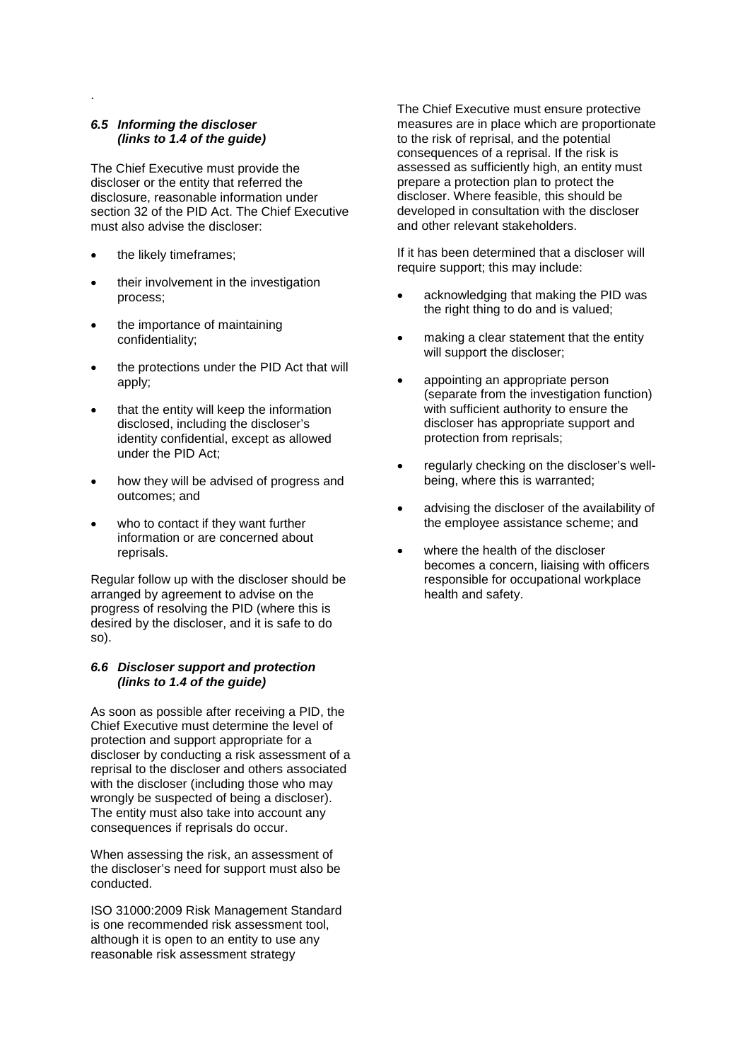### *6.5 Informing the discloser (links to 1.4 of the guide)*

The Chief Executive must provide the discloser or the entity that referred the disclosure, reasonable information under section 32 of the PID Act. The Chief Executive must also advise the discloser:

- the likely timeframes;
- their involvement in the investigation process;
- the importance of maintaining confidentiality;
- the protections under the PID Act that will apply;
- that the entity will keep the information disclosed, including the discloser's identity confidential, except as allowed under the PID Act;
- how they will be advised of progress and outcomes; and
- who to contact if they want further information or are concerned about reprisals.

Regular follow up with the discloser should be arranged by agreement to advise on the progress of resolving the PID (where this is desired by the discloser, and it is safe to do so).

### *6.6 Discloser support and protection (links to 1.4 of the guide)*

As soon as possible after receiving a PID, the Chief Executive must determine the level of protection and support appropriate for a discloser by conducting a risk assessment of a reprisal to the discloser and others associated with the discloser (including those who may wrongly be suspected of being a discloser). The entity must also take into account any consequences if reprisals do occur.

When assessing the risk, an assessment of the discloser's need for support must also be conducted.

ISO 31000:2009 Risk Management Standard is one recommended risk assessment tool, although it is open to an entity to use any reasonable risk assessment strategy

The Chief Executive must ensure protective measures are in place which are proportionate to the risk of reprisal, and the potential consequences of a reprisal. If the risk is assessed as sufficiently high, an entity must prepare a protection plan to protect the discloser. Where feasible, this should be developed in consultation with the discloser and other relevant stakeholders.

If it has been determined that a discloser will require support; this may include:

- acknowledging that making the PID was the right thing to do and is valued;
- making a clear statement that the entity will support the discloser;
- appointing an appropriate person (separate from the investigation function) with sufficient authority to ensure the discloser has appropriate support and protection from reprisals;
- regularly checking on the discloser's well-being, where this is warranted;
- advising the discloser of the availability of the employee assistance scheme; and
- where the health of the discloser becomes a concern, liaising with officers responsible for occupational workplace health and safety.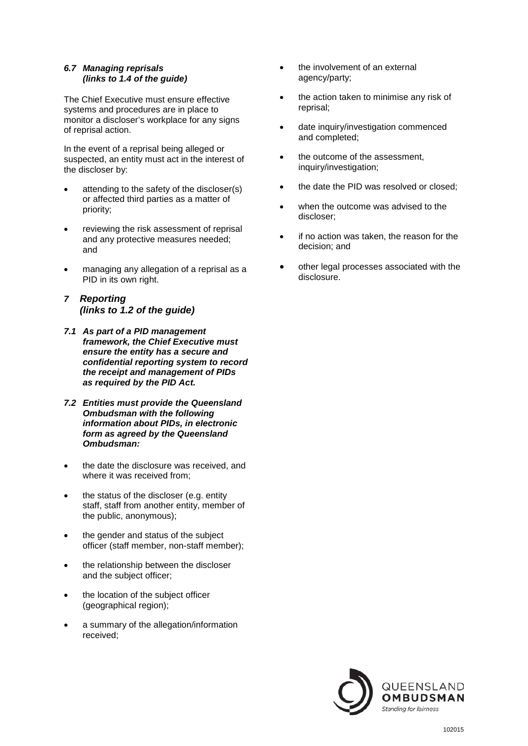### *6.7 Managing reprisals (links to 1.4 of the guide)*

The Chief Executive must ensure effective systems and procedures are in place to monitor a discloser's workplace for any signs of reprisal action.

In the event of a reprisal being alleged or suspected, an entity must act in the interest of the discloser by:

- attending to the safety of the discloser(s) or affected third parties as a matter of priority;
- reviewing the risk assessment of reprisal and any protective measures needed; and
- managing any allegation of a reprisal as a PID in its own right.

## *7 Reporting (links to 1.2 of the guide)*

***7.1 As part of a PID management framework, the Chief Executive must ensure the entity has a secure and confidential reporting system to record the receipt and management of PIDs as required by the PID Act.***

***7.2 Entities must provide the Queensland Ombudsman with the following information about PIDs, in electronic form as agreed by the Queensland Ombudsman:***

- the date the disclosure was received, and where it was received from;
- the status of the discloser (e.g. entity staff, staff from another entity, member of the public, anonymous);
- the gender and status of the subject officer (staff member, non-staff member);
- the relationship between the discloser and the subject officer;
- the location of the subject officer (geographical region);
- a summary of the allegation/information received;
- the involvement of an external agency/party;
- the action taken to minimise any risk of reprisal;
- date inquiry/investigation commenced and completed;
- the outcome of the assessment, inquiry/investigation;
- the date the PID was resolved or closed;
- when the outcome was advised to the discloser;
- if no action was taken, the reason for the decision; and
- other legal processes associated with the disclosure.

QUEENSLAND OMBUDSMAN
Standing for fairness

102015